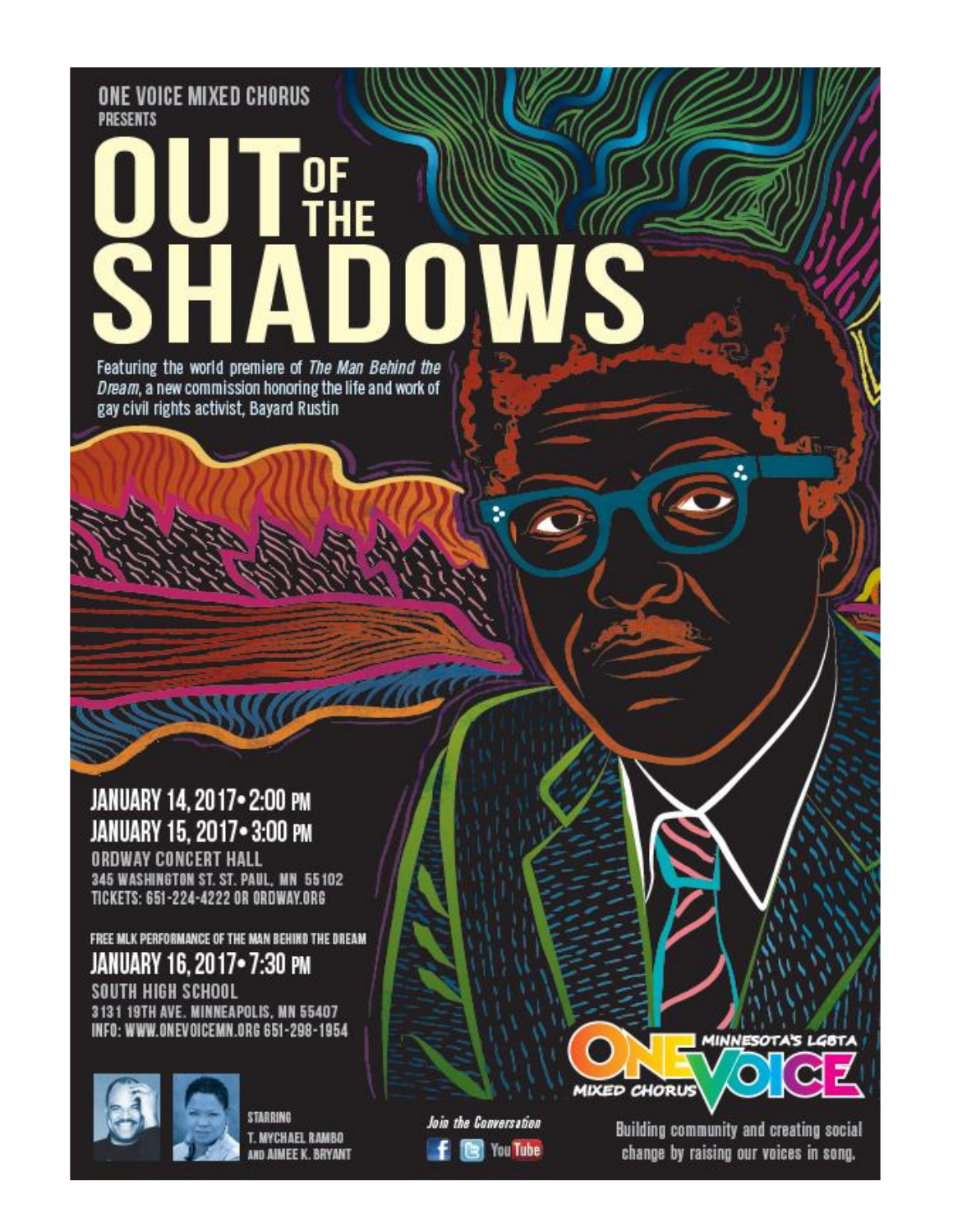ONE VOICE MIXED CHORUS
PRESENTS

# OUT OF THE SHADOWS

Featuring the world premiere of *The Man Behind the Dream*, a new commission honoring the life and work of gay civil rights activist, Bayard Rustin

## JANUARY 14, 2017 • 2:00 PM
## JANUARY 15, 2017 • 3:00 PM

ORDWAY CONCERT HALL
345 WASHINGTON ST. ST. PAUL, MN 55102
TICKETS: 651-224-4222 OR ORDWAY.ORG

FREE MLK PERFORMANCE OF THE MAN BEHIND THE DREAM

## JANUARY 16, 2017 • 7:30 PM

SOUTH HIGH SCHOOL
3131 19TH AVE. MINNEAPOLIS, MN 55407
INFO: WWW.ONEVOICEMN.ORG 651-298-1954

STARRING
T. MYCHAEL RAMBO
AND AIMEE K. BRYANT

*Join the Conversation*

ONE VOICE MIXED CHORUS — MINNESOTA'S LGBTA

Building community and creating social change by raising our voices in song.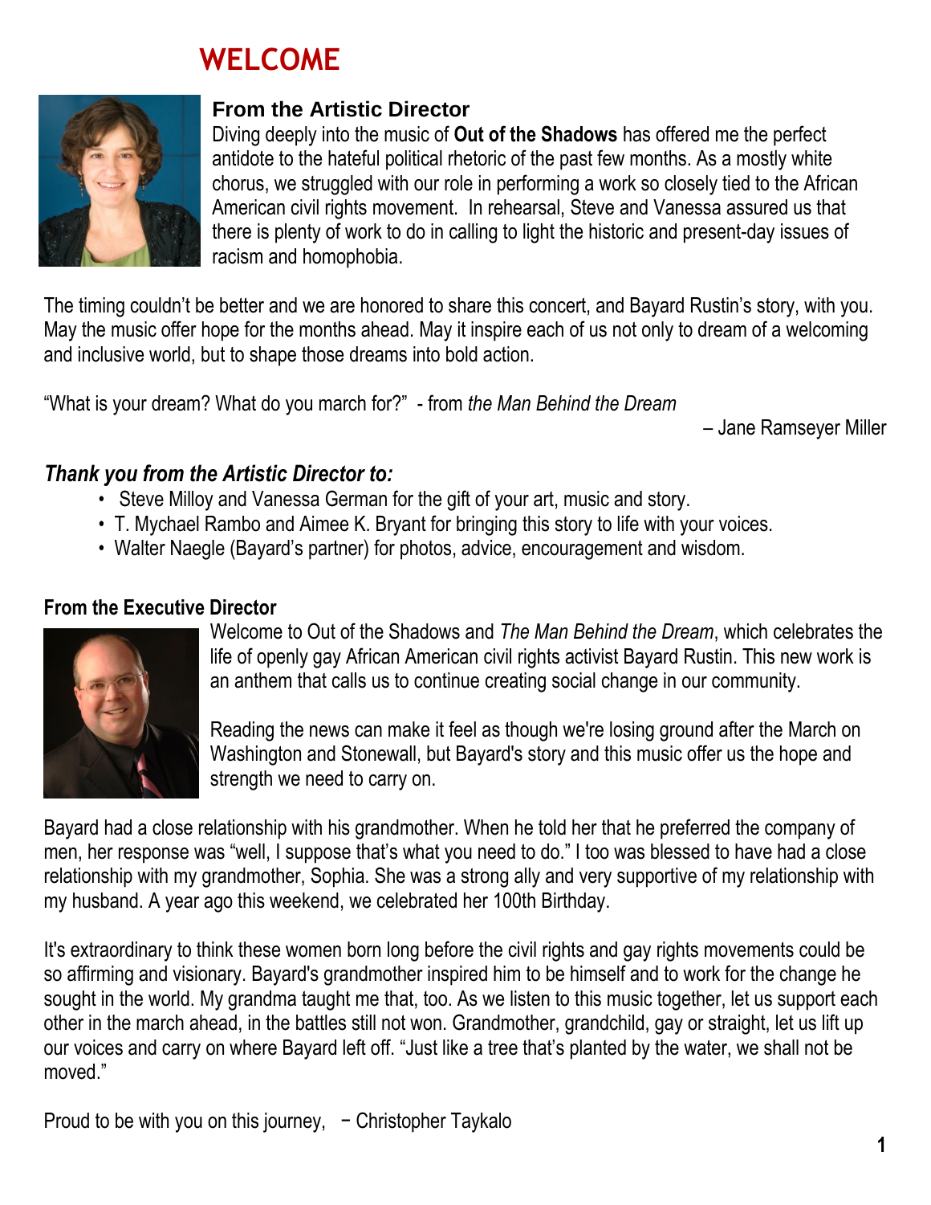# WELCOME

## From the Artistic Director

Diving deeply into the music of **Out of the Shadows** has offered me the perfect antidote to the hateful political rhetoric of the past few months. As a mostly white chorus, we struggled with our role in performing a work so closely tied to the African American civil rights movement. In rehearsal, Steve and Vanessa assured us that there is plenty of work to do in calling to light the historic and present-day issues of racism and homophobia.

The timing couldn't be better and we are honored to share this concert, and Bayard Rustin's story, with you. May the music offer hope for the months ahead. May it inspire each of us not only to dream of a welcoming and inclusive world, but to shape those dreams into bold action.

"What is your dream? What do you march for?" - from *the Man Behind the Dream*

– Jane Ramseyer Miller

### *Thank you from the Artistic Director to:*

- Steve Milloy and Vanessa German for the gift of your art, music and story.
- T. Mychael Rambo and Aimee K. Bryant for bringing this story to life with your voices.
- Walter Naegle (Bayard's partner) for photos, advice, encouragement and wisdom.

## From the Executive Director

Welcome to Out of the Shadows and *The Man Behind the Dream*, which celebrates the life of openly gay African American civil rights activist Bayard Rustin. This new work is an anthem that calls us to continue creating social change in our community.

Reading the news can make it feel as though we're losing ground after the March on Washington and Stonewall, but Bayard's story and this music offer us the hope and strength we need to carry on.

Bayard had a close relationship with his grandmother. When he told her that he preferred the company of men, her response was "well, I suppose that's what you need to do." I too was blessed to have had a close relationship with my grandmother, Sophia. She was a strong ally and very supportive of my relationship with my husband. A year ago this weekend, we celebrated her 100th Birthday.

It's extraordinary to think these women born long before the civil rights and gay rights movements could be so affirming and visionary. Bayard's grandmother inspired him to be himself and to work for the change he sought in the world. My grandma taught me that, too. As we listen to this music together, let us support each other in the march ahead, in the battles still not won. Grandmother, grandchild, gay or straight, let us lift up our voices and carry on where Bayard left off. "Just like a tree that's planted by the water, we shall not be moved."

Proud to be with you on this journey, − Christopher Taykalo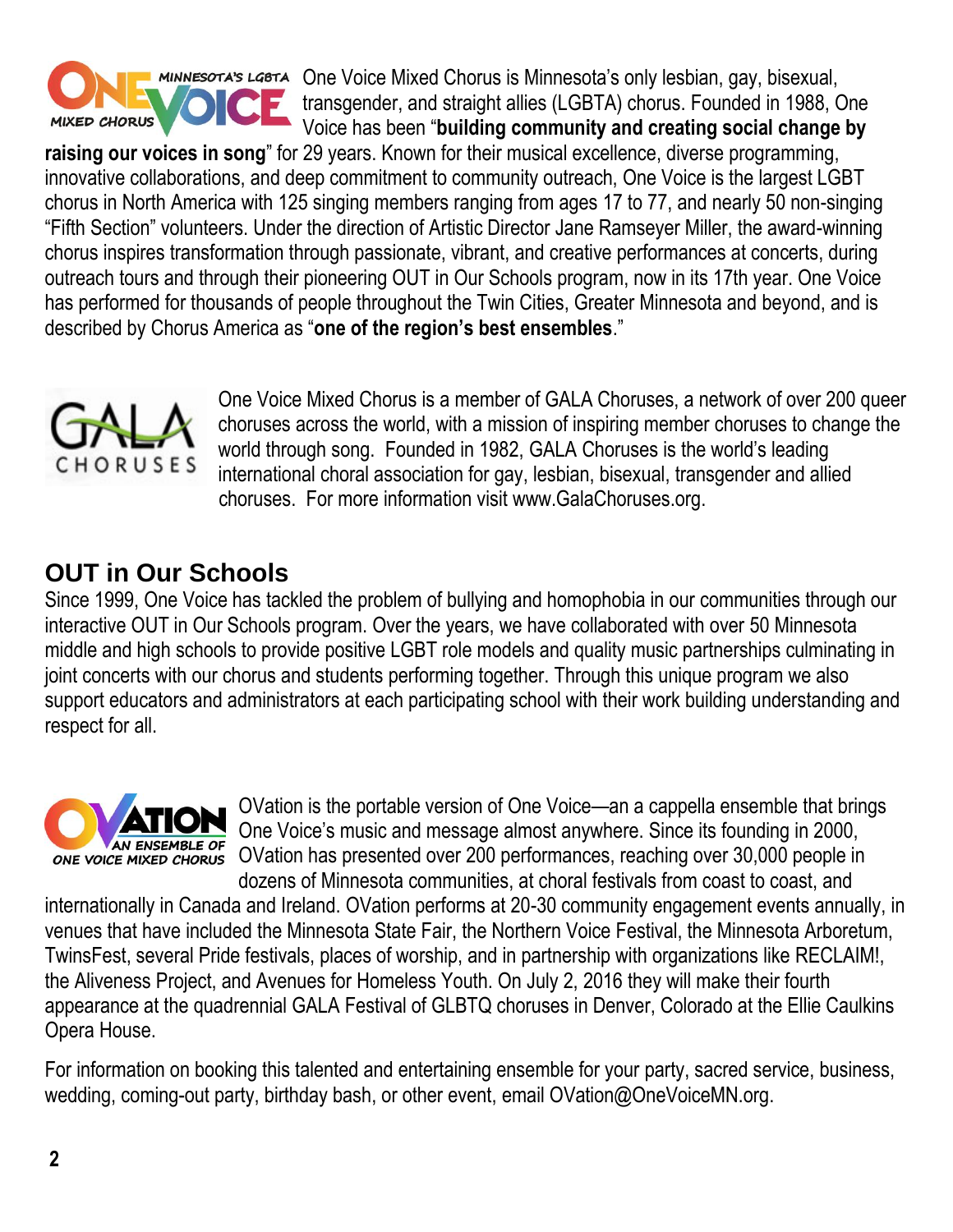One Voice Mixed Chorus is Minnesota's only lesbian, gay, bisexual, transgender, and straight allies (LGBTA) chorus. Founded in 1988, One Voice has been "**building community and creating social change by raising our voices in song**" for 29 years. Known for their musical excellence, diverse programming, innovative collaborations, and deep commitment to community outreach, One Voice is the largest LGBT chorus in North America with 125 singing members ranging from ages 17 to 77, and nearly 50 non-singing "Fifth Section" volunteers. Under the direction of Artistic Director Jane Ramseyer Miller, the award-winning chorus inspires transformation through passionate, vibrant, and creative performances at concerts, during outreach tours and through their pioneering OUT in Our Schools program, now in its 17th year. One Voice has performed for thousands of people throughout the Twin Cities, Greater Minnesota and beyond, and is described by Chorus America as "**one of the region's best ensembles**."

One Voice Mixed Chorus is a member of GALA Choruses, a network of over 200 queer choruses across the world, with a mission of inspiring member choruses to change the world through song. Founded in 1982, GALA Choruses is the world's leading international choral association for gay, lesbian, bisexual, transgender and allied choruses. For more information visit www.GalaChoruses.org.

## OUT in Our Schools

Since 1999, One Voice has tackled the problem of bullying and homophobia in our communities through our interactive OUT in Our Schools program. Over the years, we have collaborated with over 50 Minnesota middle and high schools to provide positive LGBT role models and quality music partnerships culminating in joint concerts with our chorus and students performing together. Through this unique program we also support educators and administrators at each participating school with their work building understanding and respect for all.

OVation is the portable version of One Voice—an a cappella ensemble that brings One Voice's music and message almost anywhere. Since its founding in 2000, OVation has presented over 200 performances, reaching over 30,000 people in dozens of Minnesota communities, at choral festivals from coast to coast, and internationally in Canada and Ireland. OVation performs at 20-30 community engagement events annually, in venues that have included the Minnesota State Fair, the Northern Voice Festival, the Minnesota Arboretum, TwinsFest, several Pride festivals, places of worship, and in partnership with organizations like RECLAIM!, the Aliveness Project, and Avenues for Homeless Youth. On July 2, 2016 they will make their fourth appearance at the quadrennial GALA Festival of GLBTQ choruses in Denver, Colorado at the Ellie Caulkins Opera House.

For information on booking this talented and entertaining ensemble for your party, sacred service, business, wedding, coming-out party, birthday bash, or other event, email OVation@OneVoiceMN.org.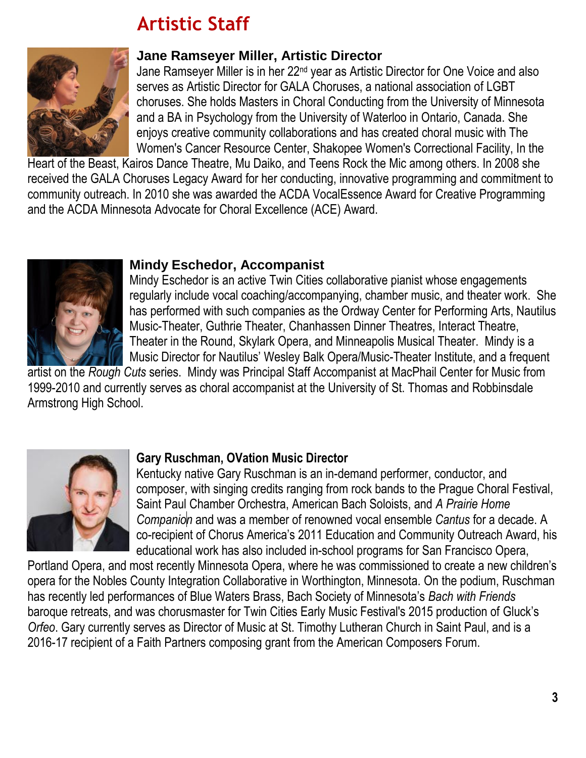# Artistic Staff

### Jane Ramseyer Miller, Artistic Director

Jane Ramseyer Miller is in her 22nd year as Artistic Director for One Voice and also serves as Artistic Director for GALA Choruses, a national association of LGBT choruses. She holds Masters in Choral Conducting from the University of Minnesota and a BA in Psychology from the University of Waterloo in Ontario, Canada. She enjoys creative community collaborations and has created choral music with The Women's Cancer Resource Center, Shakopee Women's Correctional Facility, In the Heart of the Beast, Kairos Dance Theatre, Mu Daiko, and Teens Rock the Mic among others. In 2008 she received the GALA Choruses Legacy Award for her conducting, innovative programming and commitment to community outreach. In 2010 she was awarded the ACDA VocalEssence Award for Creative Programming and the ACDA Minnesota Advocate for Choral Excellence (ACE) Award.

### Mindy Eschedor, Accompanist

Mindy Eschedor is an active Twin Cities collaborative pianist whose engagements regularly include vocal coaching/accompanying, chamber music, and theater work. She has performed with such companies as the Ordway Center for Performing Arts, Nautilus Music-Theater, Guthrie Theater, Chanhassen Dinner Theatres, Interact Theatre, Theater in the Round, Skylark Opera, and Minneapolis Musical Theater. Mindy is a Music Director for Nautilus' Wesley Balk Opera/Music-Theater Institute, and a frequent artist on the *Rough Cuts* series. Mindy was Principal Staff Accompanist at MacPhail Center for Music from 1999-2010 and currently serves as choral accompanist at the University of St. Thomas and Robbinsdale Armstrong High School.

### Gary Ruschman, OVation Music Director

Kentucky native Gary Ruschman is an in-demand performer, conductor, and composer, with singing credits ranging from rock bands to the Prague Choral Festival, Saint Paul Chamber Orchestra, American Bach Soloists, and *A Prairie Home Companion* and was a member of renowned vocal ensemble *Cantus* for a decade. A co-recipient of Chorus America's 2011 Education and Community Outreach Award, his educational work has also included in-school programs for San Francisco Opera, Portland Opera, and most recently Minnesota Opera, where he was commissioned to create a new children's opera for the Nobles County Integration Collaborative in Worthington, Minnesota. On the podium, Ruschman has recently led performances of Blue Waters Brass, Bach Society of Minnesota's *Bach with Friends* baroque retreats, and was chorusmaster for Twin Cities Early Music Festival's 2015 production of Gluck's *Orfeo*. Gary currently serves as Director of Music at St. Timothy Lutheran Church in Saint Paul, and is a 2016-17 recipient of a Faith Partners composing grant from the American Composers Forum.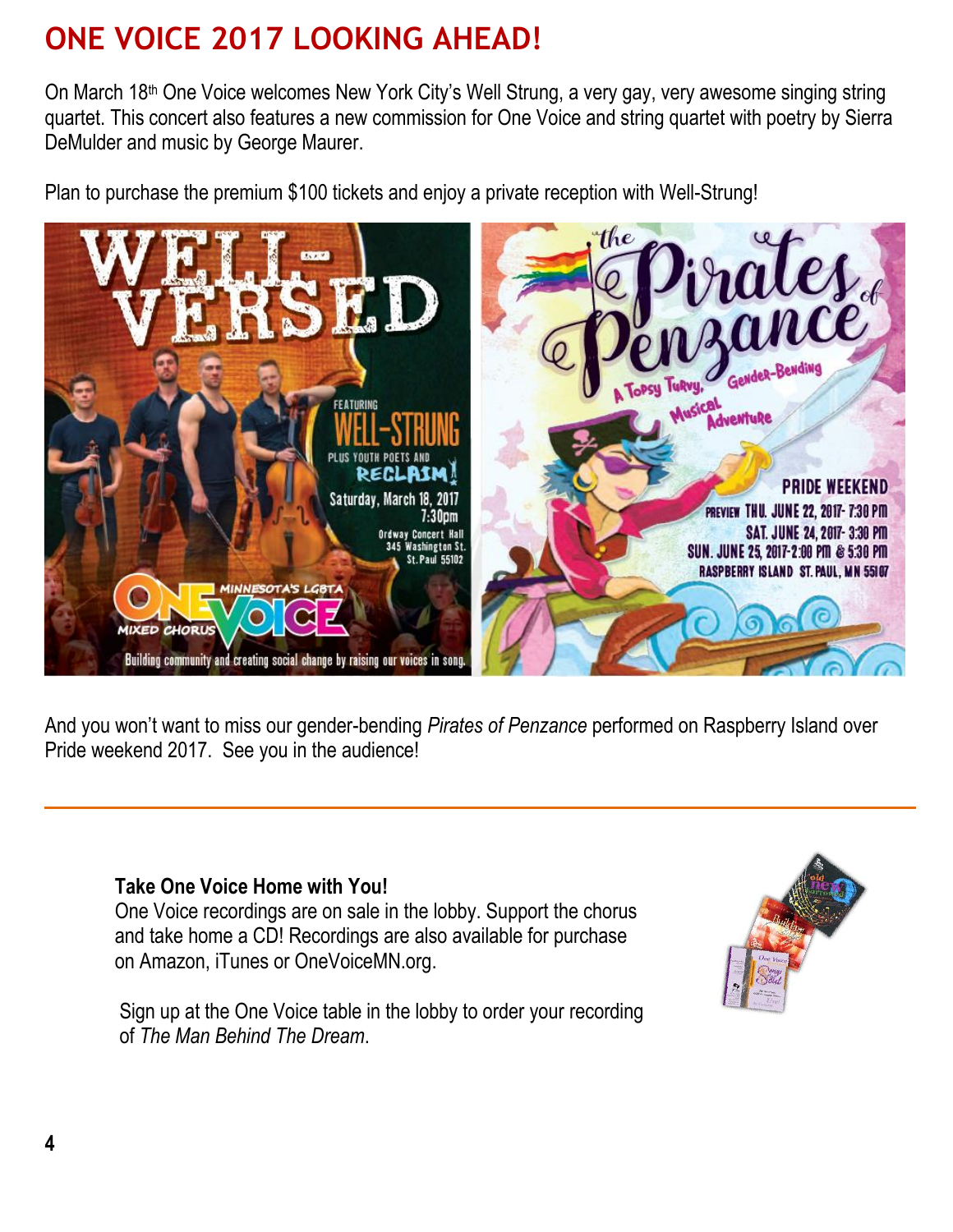# ONE VOICE 2017 LOOKING AHEAD!

On March 18th One Voice welcomes New York City's Well Strung, a very gay, very awesome singing string quartet. This concert also features a new commission for One Voice and string quartet with poetry by Sierra DeMulder and music by George Maurer.

Plan to purchase the premium $100 tickets and enjoy a private reception with Well-Strung!

And you won't want to miss our gender-bending *Pirates of Penzance* performed on Raspberry Island over Pride weekend 2017. See you in the audience!

---

**Take One Voice Home with You!**
One Voice recordings are on sale in the lobby. Support the chorus and take home a CD! Recordings are also available for purchase on Amazon, iTunes or OneVoiceMN.org.

Sign up at the One Voice table in the lobby to order your recording of *The Man Behind The Dream*.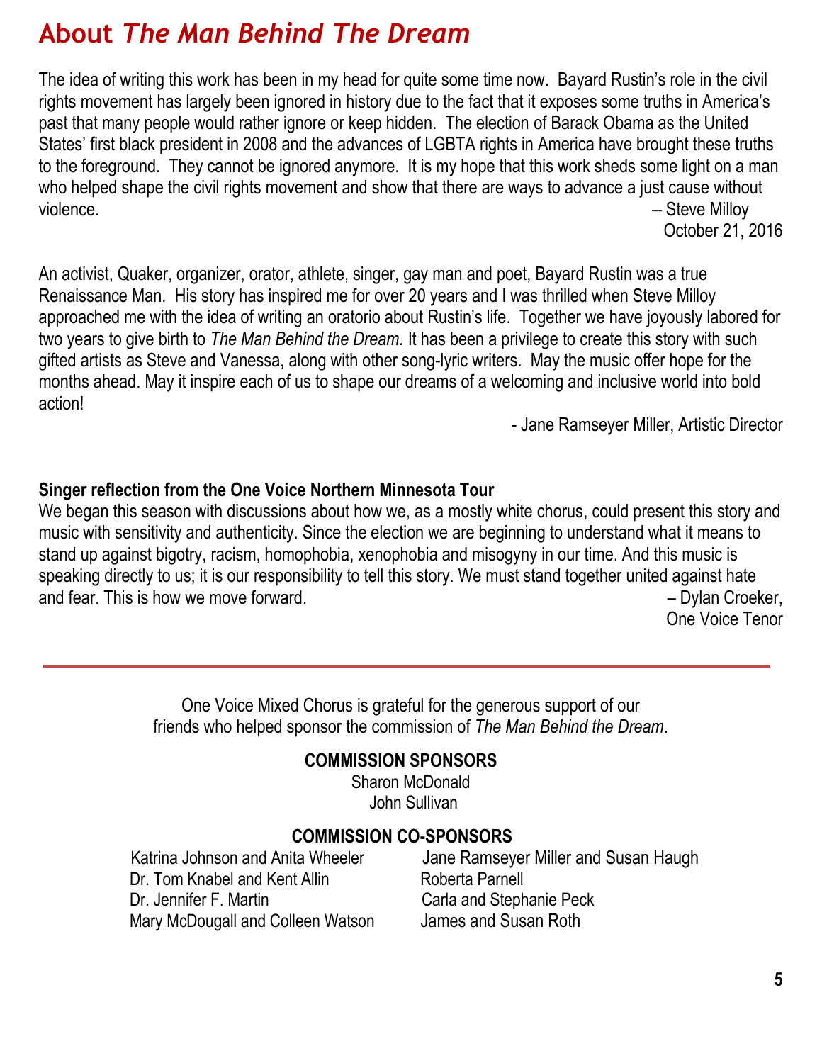# About *The Man Behind The Dream*

The idea of writing this work has been in my head for quite some time now. Bayard Rustin's role in the civil rights movement has largely been ignored in history due to the fact that it exposes some truths in America's past that many people would rather ignore or keep hidden. The election of Barack Obama as the United States' first black president in 2008 and the advances of LGBTA rights in America have brought these truths to the foreground. They cannot be ignored anymore. It is my hope that this work sheds some light on a man who helped shape the civil rights movement and show that there are ways to advance a just cause without violence.

– Steve Milloy
October 21, 2016

An activist, Quaker, organizer, orator, athlete, singer, gay man and poet, Bayard Rustin was a true Renaissance Man. His story has inspired me for over 20 years and I was thrilled when Steve Milloy approached me with the idea of writing an oratorio about Rustin's life. Together we have joyously labored for two years to give birth to *The Man Behind the Dream.* It has been a privilege to create this story with such gifted artists as Steve and Vanessa, along with other song-lyric writers. May the music offer hope for the months ahead. May it inspire each of us to shape our dreams of a welcoming and inclusive world into bold action!

- Jane Ramseyer Miller, Artistic Director

**Singer reflection from the One Voice Northern Minnesota Tour**

We began this season with discussions about how we, as a mostly white chorus, could present this story and music with sensitivity and authenticity. Since the election we are beginning to understand what it means to stand up against bigotry, racism, homophobia, xenophobia and misogyny in our time. And this music is speaking directly to us; it is our responsibility to tell this story. We must stand together united against hate and fear. This is how we move forward.

– Dylan Croeker,
One Voice Tenor

---

One Voice Mixed Chorus is grateful for the generous support of our friends who helped sponsor the commission of *The Man Behind the Dream*.

**COMMISSION SPONSORS**

Sharon McDonald
John Sullivan

**COMMISSION CO-SPONSORS**

Katrina Johnson and Anita Wheeler
Dr. Tom Knabel and Kent Allin
Dr. Jennifer F. Martin
Mary McDougall and Colleen Watson
Jane Ramseyer Miller and Susan Haugh
Roberta Parnell
Carla and Stephanie Peck
James and Susan Roth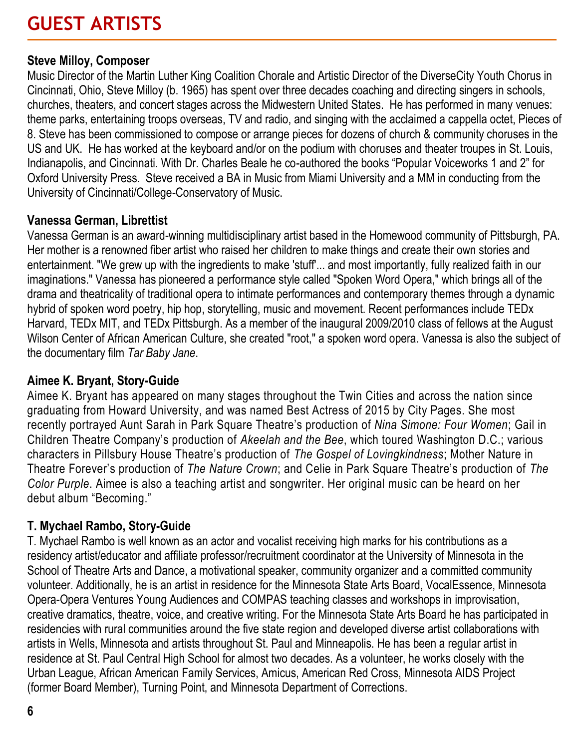# GUEST ARTISTS

**Steve Milloy, Composer**

Music Director of the Martin Luther King Coalition Chorale and Artistic Director of the DiverseCity Youth Chorus in Cincinnati, Ohio, Steve Milloy (b. 1965) has spent over three decades coaching and directing singers in schools, churches, theaters, and concert stages across the Midwestern United States. He has performed in many venues: theme parks, entertaining troops overseas, TV and radio, and singing with the acclaimed a cappella octet, Pieces of 8. Steve has been commissioned to compose or arrange pieces for dozens of church & community choruses in the US and UK. He has worked at the keyboard and/or on the podium with choruses and theater troupes in St. Louis, Indianapolis, and Cincinnati. With Dr. Charles Beale he co-authored the books "Popular Voiceworks 1 and 2" for Oxford University Press. Steve received a BA in Music from Miami University and a MM in conducting from the University of Cincinnati/College-Conservatory of Music.

**Vanessa German, Librettist**

Vanessa German is an award-winning multidisciplinary artist based in the Homewood community of Pittsburgh, PA. Her mother is a renowned fiber artist who raised her children to make things and create their own stories and entertainment. "We grew up with the ingredients to make 'stuff'... and most importantly, fully realized faith in our imaginations." Vanessa has pioneered a performance style called "Spoken Word Opera," which brings all of the drama and theatricality of traditional opera to intimate performances and contemporary themes through a dynamic hybrid of spoken word poetry, hip hop, storytelling, music and movement. Recent performances include TEDx Harvard, TEDx MIT, and TEDx Pittsburgh. As a member of the inaugural 2009/2010 class of fellows at the August Wilson Center of African American Culture, she created "root," a spoken word opera. Vanessa is also the subject of the documentary film *Tar Baby Jane*.

**Aimee K. Bryant, Story-Guide**

Aimee K. Bryant has appeared on many stages throughout the Twin Cities and across the nation since graduating from Howard University, and was named Best Actress of 2015 by City Pages. She most recently portrayed Aunt Sarah in Park Square Theatre's production of *Nina Simone: Four Women*; Gail in Children Theatre Company's production of *Akeelah and the Bee*, which toured Washington D.C.; various characters in Pillsbury House Theatre's production of *The Gospel of Lovingkindness*; Mother Nature in Theatre Forever's production of *The Nature Crown*; and Celie in Park Square Theatre's production of *The Color Purple*. Aimee is also a teaching artist and songwriter. Her original music can be heard on her debut album "Becoming."

**T. Mychael Rambo, Story-Guide**

T. Mychael Rambo is well known as an actor and vocalist receiving high marks for his contributions as a residency artist/educator and affiliate professor/recruitment coordinator at the University of Minnesota in the School of Theatre Arts and Dance, a motivational speaker, community organizer and a committed community volunteer. Additionally, he is an artist in residence for the Minnesota State Arts Board, VocalEssence, Minnesota Opera-Opera Ventures Young Audiences and COMPAS teaching classes and workshops in improvisation, creative dramatics, theatre, voice, and creative writing. For the Minnesota State Arts Board he has participated in residencies with rural communities around the five state region and developed diverse artist collaborations with artists in Wells, Minnesota and artists throughout St. Paul and Minneapolis. He has been a regular artist in residence at St. Paul Central High School for almost two decades. As a volunteer, he works closely with the Urban League, African American Family Services, Amicus, American Red Cross, Minnesota AIDS Project (former Board Member), Turning Point, and Minnesota Department of Corrections.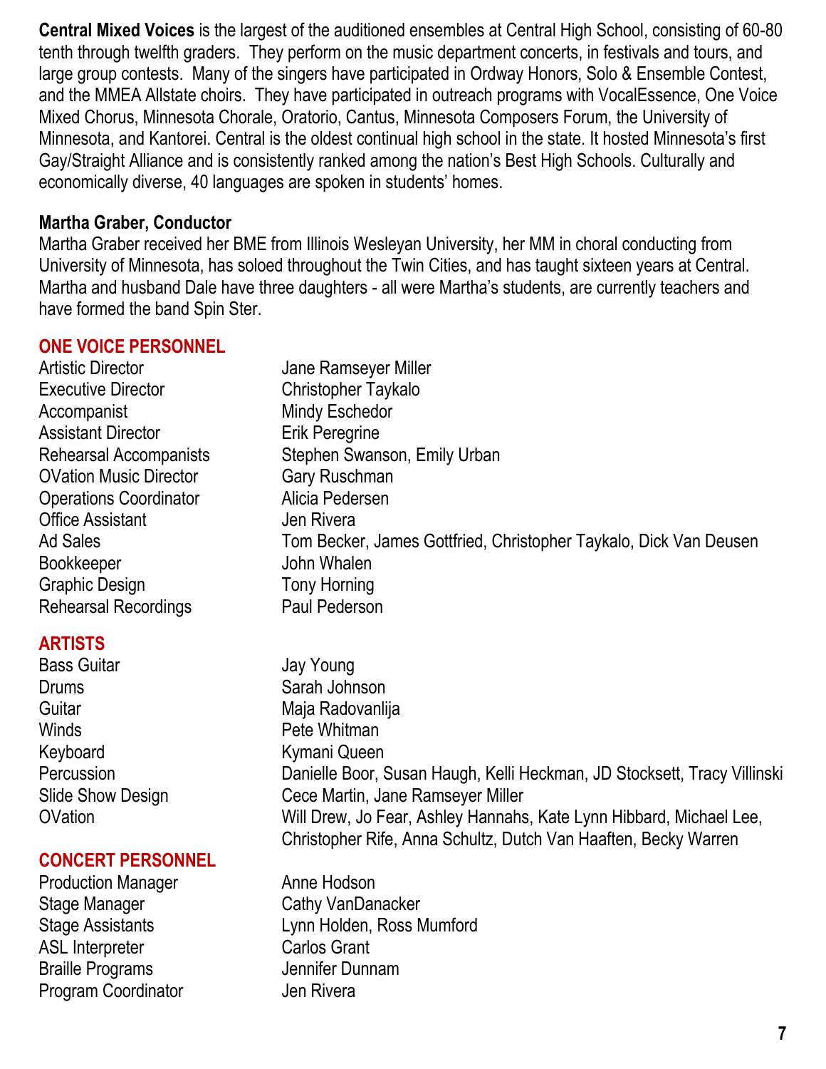**Central Mixed Voices** is the largest of the auditioned ensembles at Central High School, consisting of 60-80 tenth through twelfth graders. They perform on the music department concerts, in festivals and tours, and large group contests. Many of the singers have participated in Ordway Honors, Solo & Ensemble Contest, and the MMEA Allstate choirs. They have participated in outreach programs with VocalEssence, One Voice Mixed Chorus, Minnesota Chorale, Oratorio, Cantus, Minnesota Composers Forum, the University of Minnesota, and Kantorei. Central is the oldest continual high school in the state. It hosted Minnesota's first Gay/Straight Alliance and is consistently ranked among the nation's Best High Schools. Culturally and economically diverse, 40 languages are spoken in students' homes.

**Martha Graber, Conductor**

Martha Graber received her BME from Illinois Wesleyan University, her MM in choral conducting from University of Minnesota, has soloed throughout the Twin Cities, and has taught sixteen years at Central. Martha and husband Dale have three daughters - all were Martha's students, are currently teachers and have formed the band Spin Ster.

## ONE VOICE PERSONNEL

| | |
|---|---|
| Artistic Director | Jane Ramseyer Miller |
| Executive Director | Christopher Taykalo |
| Accompanist | Mindy Eschedor |
| Assistant Director | Erik Peregrine |
| Rehearsal Accompanists | Stephen Swanson, Emily Urban |
| OVation Music Director | Gary Ruschman |
| Operations Coordinator | Alicia Pedersen |
| Office Assistant | Jen Rivera |
| Ad Sales | Tom Becker, James Gottfried, Christopher Taykalo, Dick Van Deusen |
| Bookkeeper | John Whalen |
| Graphic Design | Tony Horning |
| Rehearsal Recordings | Paul Pederson |

## ARTISTS

| | |
|---|---|
| Bass Guitar | Jay Young |
| Drums | Sarah Johnson |
| Guitar | Maja Radovanlija |
| Winds | Pete Whitman |
| Keyboard | Kymani Queen |
| Percussion | Danielle Boor, Susan Haugh, Kelli Heckman, JD Stocksett, Tracy Villinski |
| Slide Show Design | Cece Martin, Jane Ramseyer Miller |
| OVation | Will Drew, Jo Fear, Ashley Hannahs, Kate Lynn Hibbard, Michael Lee, Christopher Rife, Anna Schultz, Dutch Van Haaften, Becky Warren |

## CONCERT PERSONNEL

| | |
|---|---|
| Production Manager | Anne Hodson |
| Stage Manager | Cathy VanDanacker |
| Stage Assistants | Lynn Holden, Ross Mumford |
| ASL Interpreter | Carlos Grant |
| Braille Programs | Jennifer Dunnam |
| Program Coordinator | Jen Rivera |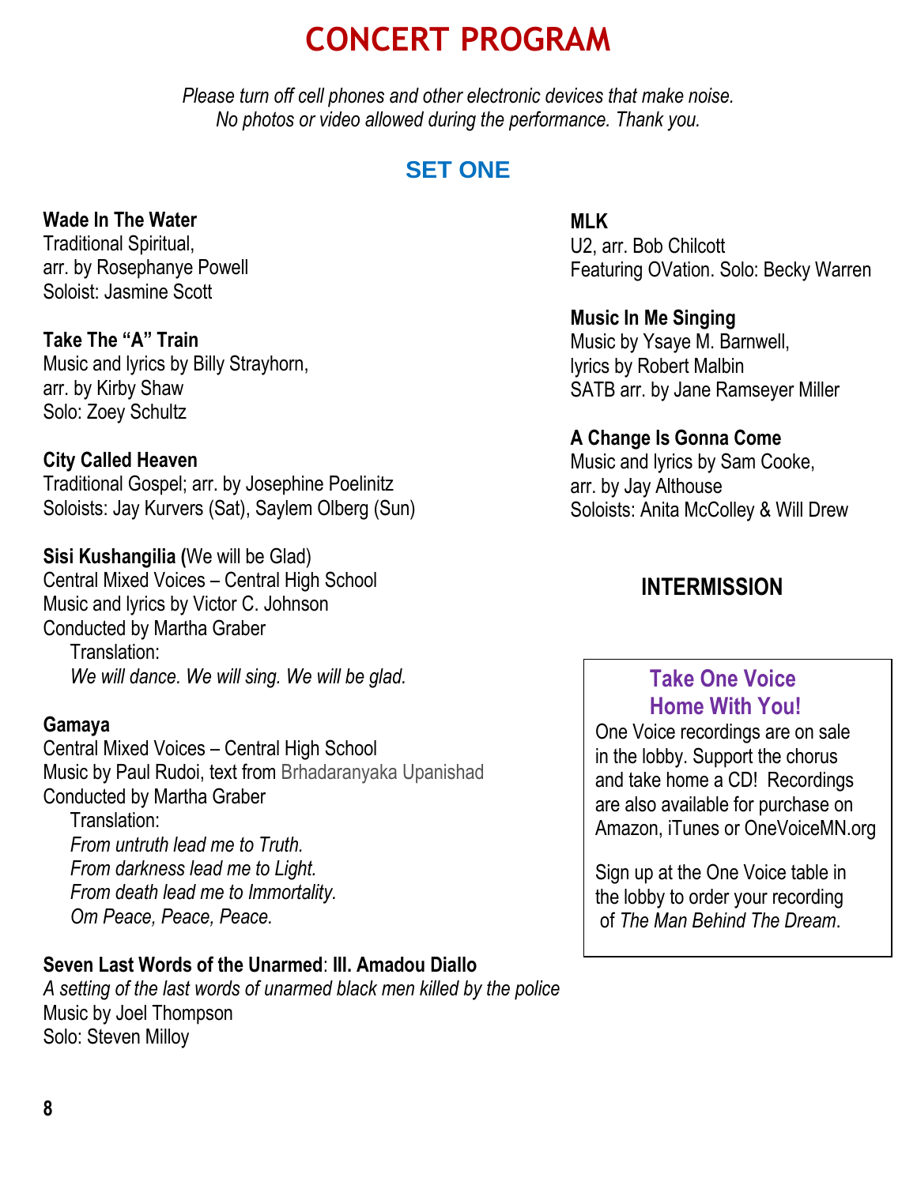# CONCERT PROGRAM

*Please turn off cell phones and other electronic devices that make noise.*
*No photos or video allowed during the performance. Thank you.*

## SET ONE

**Wade In The Water**
Traditional Spiritual,
arr. by Rosephanye Powell
Soloist: Jasmine Scott

**Take The "A" Train**
Music and lyrics by Billy Strayhorn,
arr. by Kirby Shaw
Solo: Zoey Schultz

**City Called Heaven**
Traditional Gospel; arr. by Josephine Poelinitz
Soloists: Jay Kurvers (Sat), Saylem Olberg (Sun)

**Sisi Kushangilia (**We will be Glad)
Central Mixed Voices – Central High School
Music and lyrics by Victor C. Johnson
Conducted by Martha Graber
Translation:
*We will dance. We will sing. We will be glad.*

**Gamaya**
Central Mixed Voices – Central High School
Music by Paul Rudoi, text from Brhadaranyaka Upanishad
Conducted by Martha Graber
Translation:
*From untruth lead me to Truth.*
*From darkness lead me to Light.*
*From death lead me to Immortality.*
*Om Peace, Peace, Peace.*

**Seven Last Words of the Unarmed**: **III. Amadou Diallo**
*A setting of the last words of unarmed black men killed by the police*
Music by Joel Thompson
Solo: Steven Milloy

**MLK**
U2, arr. Bob Chilcott
Featuring OVation. Solo: Becky Warren

**Music In Me Singing**
Music by Ysaye M. Barnwell,
lyrics by Robert Malbin
SATB arr. by Jane Ramseyer Miller

**A Change Is Gonna Come**
Music and lyrics by Sam Cooke,
arr. by Jay Althouse
Soloists: Anita McColley & Will Drew

### INTERMISSION

**Take One Voice Home With You!**

One Voice recordings are on sale in the lobby. Support the chorus and take home a CD! Recordings are also available for purchase on Amazon, iTunes or OneVoiceMN.org

Sign up at the One Voice table in the lobby to order your recording of *The Man Behind The Dream*.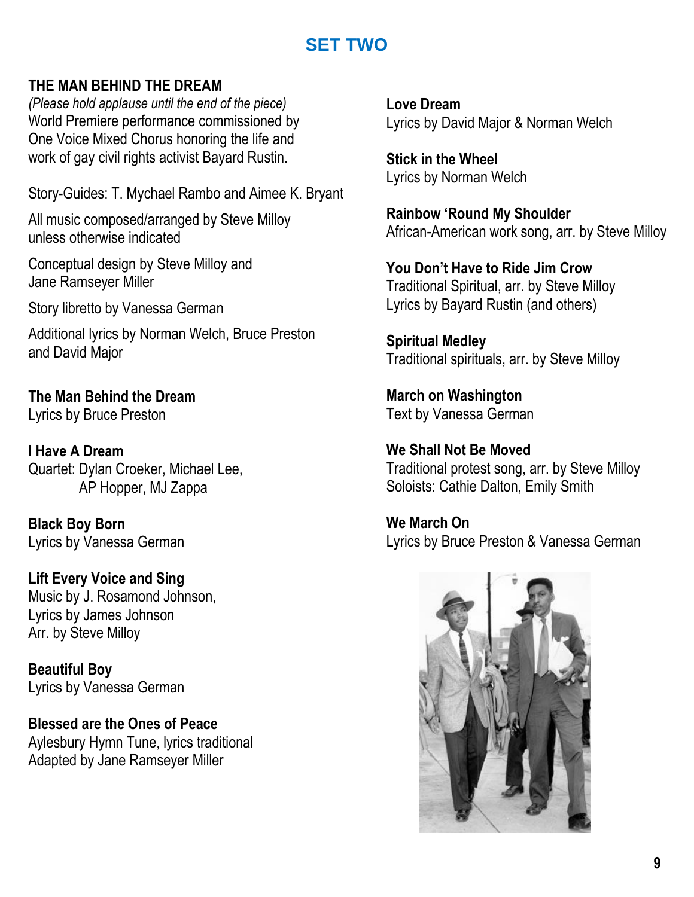## SET TWO

### THE MAN BEHIND THE DREAM

*(Please hold applause until the end of the piece)*
World Premiere performance commissioned by One Voice Mixed Chorus honoring the life and work of gay civil rights activist Bayard Rustin.

Story-Guides: T. Mychael Rambo and Aimee K. Bryant

All music composed/arranged by Steve Milloy unless otherwise indicated

Conceptual design by Steve Milloy and Jane Ramseyer Miller

Story libretto by Vanessa German

Additional lyrics by Norman Welch, Bruce Preston and David Major

**The Man Behind the Dream**
Lyrics by Bruce Preston

**I Have A Dream**
Quartet: Dylan Croeker, Michael Lee, AP Hopper, MJ Zappa

**Black Boy Born**
Lyrics by Vanessa German

**Lift Every Voice and Sing**
Music by J. Rosamond Johnson,
Lyrics by James Johnson
Arr. by Steve Milloy

**Beautiful Boy**
Lyrics by Vanessa German

**Blessed are the Ones of Peace**
Aylesbury Hymn Tune, lyrics traditional
Adapted by Jane Ramseyer Miller

**Love Dream**
Lyrics by David Major & Norman Welch

**Stick in the Wheel**
Lyrics by Norman Welch

**Rainbow 'Round My Shoulder**
African-American work song, arr. by Steve Milloy

**You Don't Have to Ride Jim Crow**
Traditional Spiritual, arr. by Steve Milloy
Lyrics by Bayard Rustin (and others)

**Spiritual Medley**
Traditional spirituals, arr. by Steve Milloy

**March on Washington**
Text by Vanessa German

**We Shall Not Be Moved**
Traditional protest song, arr. by Steve Milloy
Soloists: Cathie Dalton, Emily Smith

**We March On**
Lyrics by Bruce Preston & Vanessa German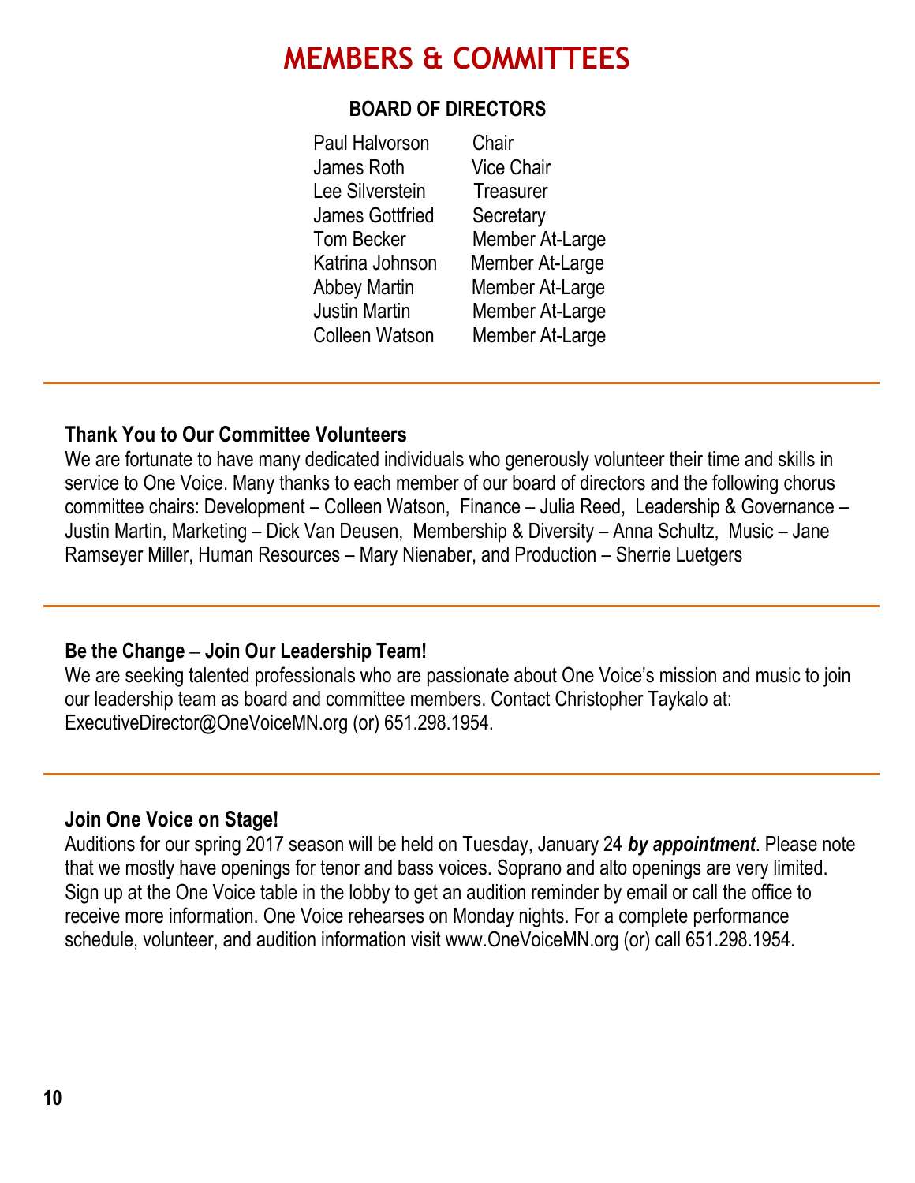# MEMBERS & COMMITTEES

## BOARD OF DIRECTORS

| Name | Position |
|---|---|
| Paul Halvorson | Chair |
| James Roth | Vice Chair |
| Lee Silverstein | Treasurer |
| James Gottfried | Secretary |
| Tom Becker | Member At-Large |
| Katrina Johnson | Member At-Large |
| Abbey Martin | Member At-Large |
| Justin Martin | Member At-Large |
| Colleen Watson | Member At-Large |

---

### Thank You to Our Committee Volunteers

We are fortunate to have many dedicated individuals who generously volunteer their time and skills in service to One Voice. Many thanks to each member of our board of directors and the following chorus committee-chairs: Development – Colleen Watson, Finance – Julia Reed, Leadership & Governance – Justin Martin, Marketing – Dick Van Deusen, Membership & Diversity – Anna Schultz, Music – Jane Ramseyer Miller, Human Resources – Mary Nienaber, and Production – Sherrie Luetgers

---

### Be the Change – Join Our Leadership Team!

We are seeking talented professionals who are passionate about One Voice's mission and music to join our leadership team as board and committee members. Contact Christopher Taykalo at: ExecutiveDirector@OneVoiceMN.org (or) 651.298.1954.

---

### Join One Voice on Stage!

Auditions for our spring 2017 season will be held on Tuesday, January 24 ***by appointment***. Please note that we mostly have openings for tenor and bass voices. Soprano and alto openings are very limited. Sign up at the One Voice table in the lobby to get an audition reminder by email or call the office to receive more information. One Voice rehearses on Monday nights. For a complete performance schedule, volunteer, and audition information visit www.OneVoiceMN.org (or) call 651.298.1954.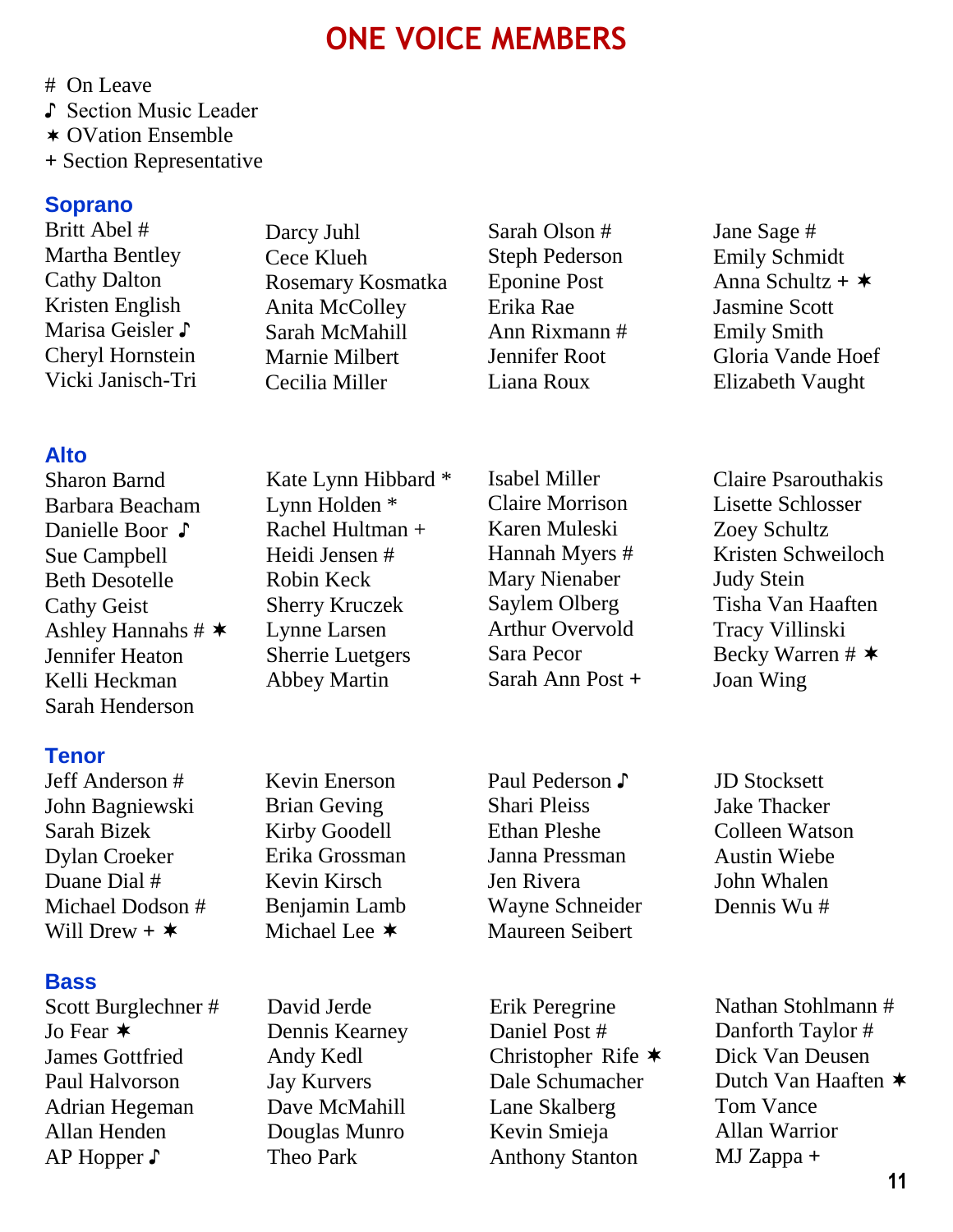# ONE VOICE MEMBERS

# On Leave
♪ Section Music Leader
✶ OVation Ensemble
+ Section Representative

## Soprano

Britt Abel #
Martha Bentley
Cathy Dalton
Kristen English
Marisa Geisler ♪
Cheryl Hornstein
Vicki Janisch-Tri
Darcy Juhl
Cece Klueh
Rosemary Kosmatka
Anita McColley
Sarah McMahill
Marnie Milbert
Cecilia Miller
Sarah Olson #
Steph Pederson
Eponine Post
Erika Rae
Ann Rixmann #
Jennifer Root
Liana Roux
Jane Sage #
Emily Schmidt
Anna Schultz + ✶
Jasmine Scott
Emily Smith
Gloria Vande Hoef
Elizabeth Vaught

## Alto

Sharon Barnd
Barbara Beacham
Danielle Boor ♪
Sue Campbell
Beth Desotelle
Cathy Geist
Ashley Hannahs # ✶
Jennifer Heaton
Kelli Heckman
Sarah Henderson
Kate Lynn Hibbard *
Lynn Holden *
Rachel Hultman +
Heidi Jensen #
Robin Keck
Sherry Kruczek
Lynne Larsen
Sherrie Luetgers
Abbey Martin
Isabel Miller
Claire Morrison
Karen Muleski
Hannah Myers #
Mary Nienaber
Saylem Olberg
Arthur Overvold
Sara Pecor
Sarah Ann Post +
Claire Psarouthakis
Lisette Schlosser
Zoey Schultz
Kristen Schweiloch
Judy Stein
Tisha Van Haaften
Tracy Villinski
Becky Warren # ✶
Joan Wing

## Tenor

Jeff Anderson #
John Bagniewski
Sarah Bizek
Dylan Croeker
Duane Dial #
Michael Dodson #
Will Drew + ✶
Kevin Enerson
Brian Geving
Kirby Goodell
Erika Grossman
Kevin Kirsch
Benjamin Lamb
Michael Lee ✶
Paul Pederson ♪
Shari Pleiss
Ethan Pleshe
Janna Pressman
Jen Rivera
Wayne Schneider
Maureen Seibert
JD Stocksett
Jake Thacker
Colleen Watson
Austin Wiebe
John Whalen
Dennis Wu #

## Bass

Scott Burglechner #
Jo Fear ✶
James Gottfried
Paul Halvorson
Adrian Hegeman
Allan Henden
AP Hopper ♪
David Jerde
Dennis Kearney
Andy Kedl
Jay Kurvers
Dave McMahill
Douglas Munro
Theo Park
Erik Peregrine
Daniel Post #
Christopher Rife ✶
Dale Schumacher
Lane Skalberg
Kevin Smieja
Anthony Stanton
Nathan Stohlmann #
Danforth Taylor #
Dick Van Deusen
Dutch Van Haaften ✶
Tom Vance
Allan Warrior
MJ Zappa +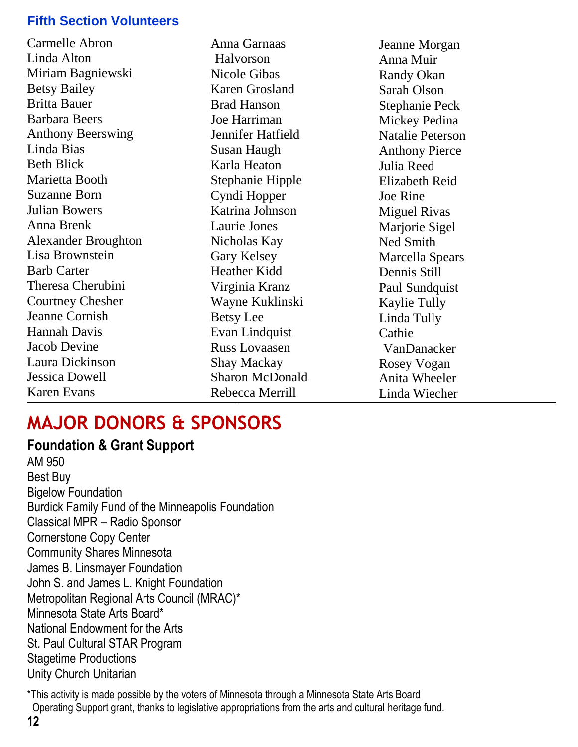## Fifth Section Volunteers

Carmelle Abron
Linda Alton
Miriam Bagniewski
Betsy Bailey
Britta Bauer
Barbara Beers
Anthony Beerswing
Linda Bias
Beth Blick
Marietta Booth
Suzanne Born
Julian Bowers
Anna Brenk
Alexander Broughton
Lisa Brownstein
Barb Carter
Theresa Cherubini
Courtney Chesher
Jeanne Cornish
Hannah Davis
Jacob Devine
Laura Dickinson
Jessica Dowell
Karen Evans
Anna Garnaas Halvorson
Nicole Gibas
Karen Grosland
Brad Hanson
Joe Harriman
Jennifer Hatfield
Susan Haugh
Karla Heaton
Stephanie Hipple
Cyndi Hopper
Katrina Johnson
Laurie Jones
Nicholas Kay
Gary Kelsey
Heather Kidd
Virginia Kranz
Wayne Kuklinski
Betsy Lee
Evan Lindquist
Russ Lovaasen
Shay Mackay
Sharon McDonald
Rebecca Merrill
Jeanne Morgan
Anna Muir
Randy Okan
Sarah Olson
Stephanie Peck
Mickey Pedina
Natalie Peterson
Anthony Pierce
Julia Reed
Elizabeth Reid
Joe Rine
Miguel Rivas
Marjorie Sigel
Ned Smith
Marcella Spears
Dennis Still
Paul Sundquist
Kaylie Tully
Linda Tully
Cathie VanDanacker
Rosey Vogan
Anita Wheeler
Linda Wiecher

# MAJOR DONORS & SPONSORS

### Foundation & Grant Support

AM 950
Best Buy
Bigelow Foundation
Burdick Family Fund of the Minneapolis Foundation
Classical MPR – Radio Sponsor
Cornerstone Copy Center
Community Shares Minnesota
James B. Linsmayer Foundation
John S. and James L. Knight Foundation
Metropolitan Regional Arts Council (MRAC)*
Minnesota State Arts Board*
National Endowment for the Arts
St. Paul Cultural STAR Program
Stagetime Productions
Unity Church Unitarian

*This activity is made possible by the voters of Minnesota through a Minnesota State Arts Board Operating Support grant, thanks to legislative appropriations from the arts and cultural heritage fund.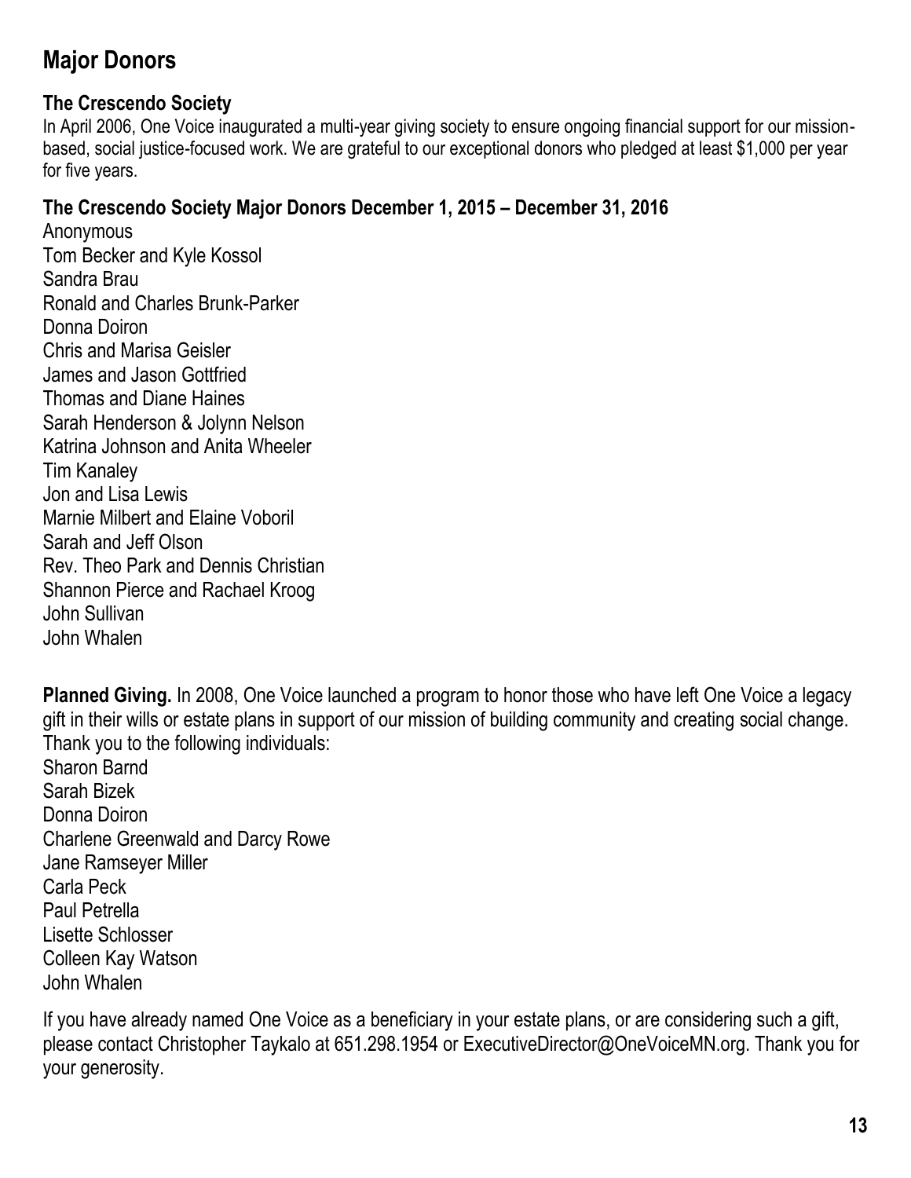## Major Donors

### The Crescendo Society

In April 2006, One Voice inaugurated a multi-year giving society to ensure ongoing financial support for our mission-based, social justice-focused work. We are grateful to our exceptional donors who pledged at least $1,000 per year for five years.

### The Crescendo Society Major Donors December 1, 2015 – December 31, 2016

Anonymous
Tom Becker and Kyle Kossol
Sandra Brau
Ronald and Charles Brunk-Parker
Donna Doiron
Chris and Marisa Geisler
James and Jason Gottfried
Thomas and Diane Haines
Sarah Henderson & Jolynn Nelson
Katrina Johnson and Anita Wheeler
Tim Kanaley
Jon and Lisa Lewis
Marnie Milbert and Elaine Voboril
Sarah and Jeff Olson
Rev. Theo Park and Dennis Christian
Shannon Pierce and Rachael Kroog
John Sullivan
John Whalen

**Planned Giving.** In 2008, One Voice launched a program to honor those who have left One Voice a legacy gift in their wills or estate plans in support of our mission of building community and creating social change. Thank you to the following individuals:

Sharon Barnd
Sarah Bizek
Donna Doiron
Charlene Greenwald and Darcy Rowe
Jane Ramseyer Miller
Carla Peck
Paul Petrella
Lisette Schlosser
Colleen Kay Watson
John Whalen

If you have already named One Voice as a beneficiary in your estate plans, or are considering such a gift, please contact Christopher Taykalo at 651.298.1954 or ExecutiveDirector@OneVoiceMN.org. Thank you for your generosity.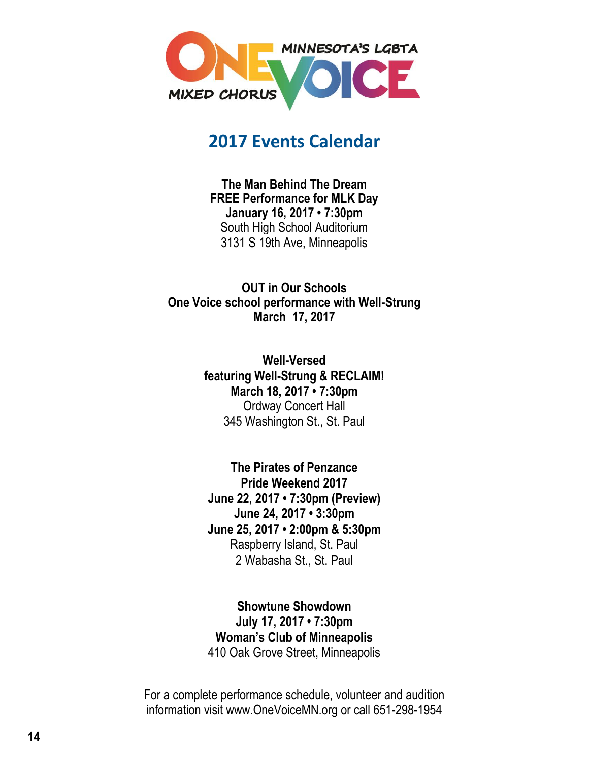ONE VOICE

MINNESOTA'S LGBTA MIXED CHORUS

## 2017 Events Calendar

**The Man Behind The Dream**
**FREE Performance for MLK Day**
**January 16, 2017 • 7:30pm**
South High School Auditorium
3131 S 19th Ave, Minneapolis

**OUT in Our Schools**
**One Voice school performance with Well-Strung**
**March 17, 2017**

**Well-Versed**
**featuring Well-Strung & RECLAIM!**
**March 18, 2017 • 7:30pm**
Ordway Concert Hall
345 Washington St., St. Paul

**The Pirates of Penzance**
**Pride Weekend 2017**
**June 22, 2017 • 7:30pm (Preview)**
**June 24, 2017 • 3:30pm**
**June 25, 2017 • 2:00pm & 5:30pm**
Raspberry Island, St. Paul
2 Wabasha St., St. Paul

**Showtune Showdown**
**July 17, 2017 • 7:30pm**
**Woman's Club of Minneapolis**
410 Oak Grove Street, Minneapolis

For a complete performance schedule, volunteer and audition information visit www.OneVoiceMN.org or call 651-298-1954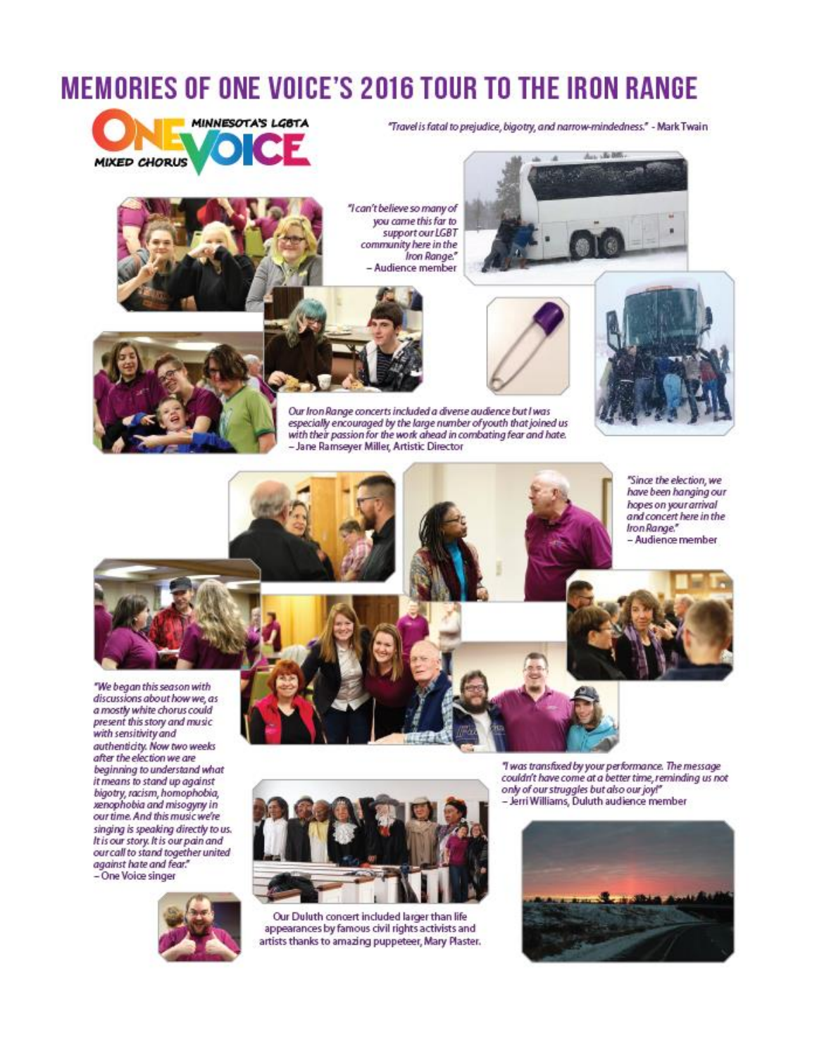# MEMORIES OF ONE VOICE'S 2016 TOUR TO THE IRON RANGE

ONE VOICE MINNESOTA'S LGBTA MIXED CHORUS

*"Travel is fatal to prejudice, bigotry, and narrow-mindedness."* - Mark Twain

*"I can't believe so many of you came this far to support our LGBT community here in the Iron Range."*
– Audience member

*Our Iron Range concerts included a diverse audience but I was especially encouraged by the large number of youth that joined us with their passion for the work ahead in combating fear and hate.*
– Jane Ramseyer Miller, Artistic Director

*"Since the election, we have been hanging our hopes on your arrival and concert here in the Iron Range."*
– Audience member

*"We began this season with discussions about how we, as a mostly white chorus could present this story and music with sensitivity and authenticity. Now two weeks after the election we are beginning to understand what it means to stand up against bigotry, racism, homophobia, xenophobia and misogyny in our time. And this music we're singing is speaking directly to us. It is our story. It is our pain and our call to stand together united against hate and fear."*
– One Voice singer

*"I was transfixed by your performance. The message couldn't have come at a better time, reminding us not only of our struggles but also our joy!"*
– Jerri Williams, Duluth audience member

Our Duluth concert included larger than life appearances by famous civil rights activists and artists thanks to amazing puppeteer, Mary Plaster.